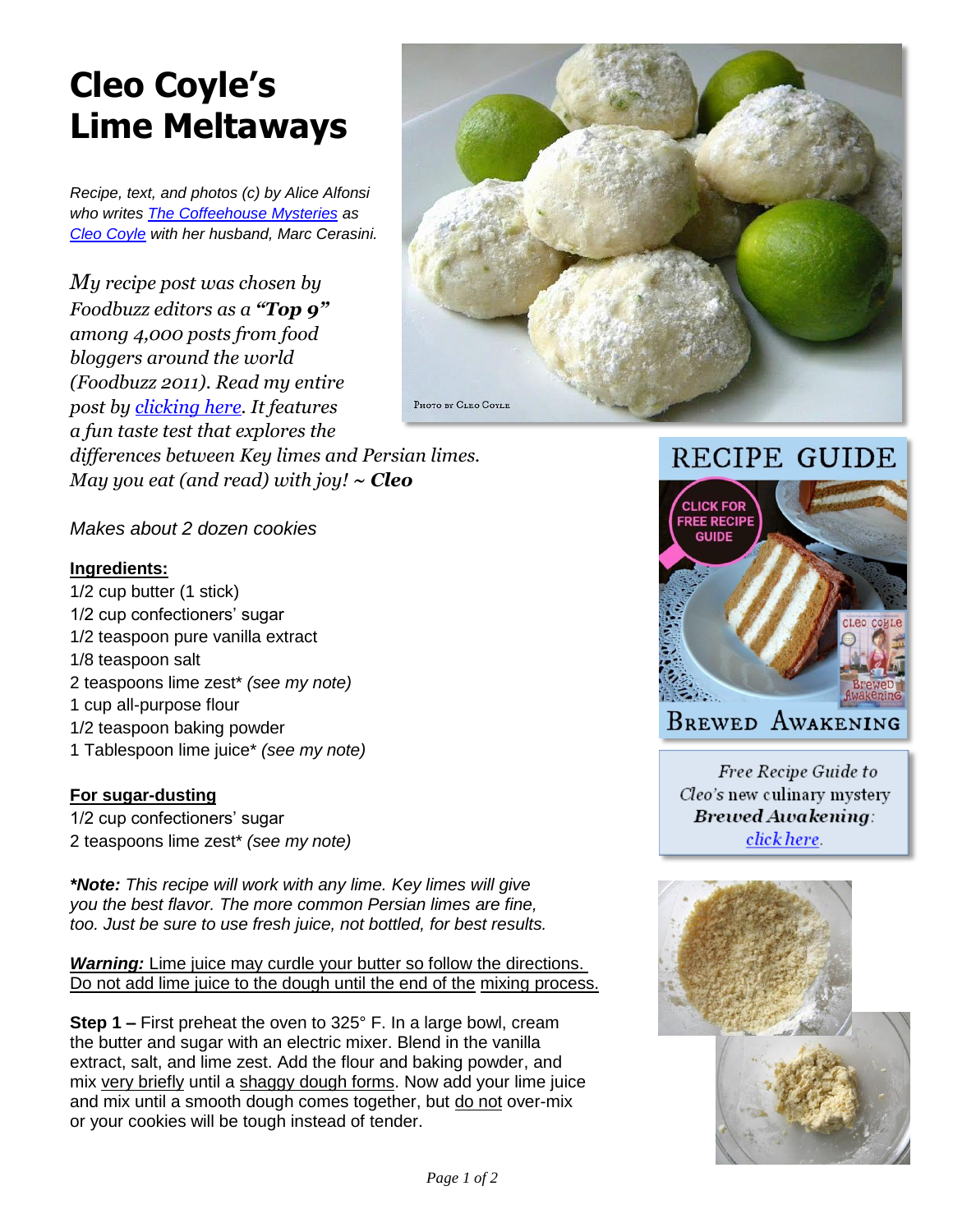# Cleo Coyle's Lime Meltaways

*Recipe, text, and photos (c) by Alice Alfonsi who writes The Coffeehouse Mysteries as Cleo Coyle with her husband, Marc Cerasini.*

*My recipe post was chosen by Foodbuzz editors as a **"Top 9"** among 4,000 posts from food bloggers around the world (Foodbuzz 2011). Read my entire post by clicking here. It features a fun taste test that explores the differences between Key limes and Persian limes. May you eat (and read) with joy! ~ **Cleo***

*Makes about 2 dozen cookies*

**Ingredients:**

1/2 cup butter (1 stick)
1/2 cup confectioners' sugar
1/2 teaspoon pure vanilla extract
1/8 teaspoon salt
2 teaspoons lime zest* *(see my note)*
1 cup all-purpose flour
1/2 teaspoon baking powder
1 Tablespoon lime juice* *(see my note)*

**For sugar-dusting**

1/2 cup confectioners' sugar
2 teaspoons lime zest* *(see my note)*

***\*Note:** This recipe will work with any lime. Key limes will give you the best flavor. The more common Persian limes are fine, too. Just be sure to use fresh juice, not bottled, for best results.*

***Warning:*** Lime juice may curdle your butter so follow the directions. Do not add lime juice to the dough until the end of the mixing process.

**Step 1 –** First preheat the oven to 325° F. In a large bowl, cream the butter and sugar with an electric mixer. Blend in the vanilla extract, salt, and lime zest. Add the flour and baking powder, and mix very briefly until a shaggy dough forms. Now add your lime juice and mix until a smooth dough comes together, but do not over-mix or your cookies will be tough instead of tender.

*Free Recipe Guide to Cleo's new culinary mystery **Brewed Awakening**: click here.*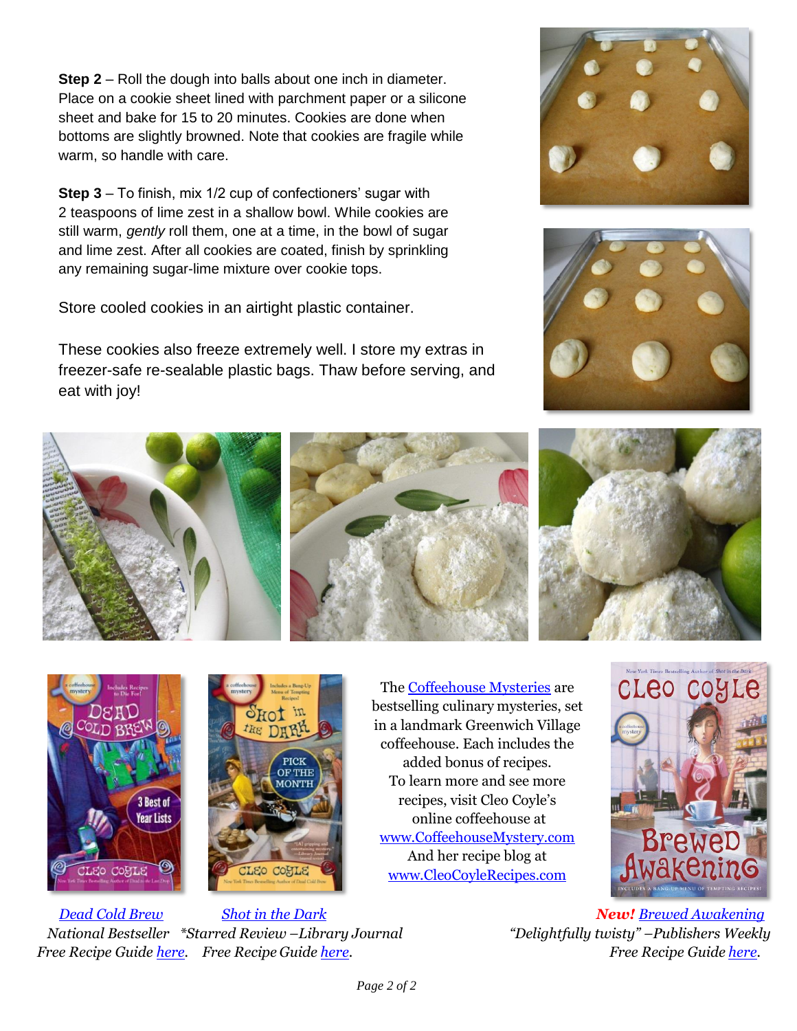**Step 2** – Roll the dough into balls about one inch in diameter. Place on a cookie sheet lined with parchment paper or a silicone sheet and bake for 15 to 20 minutes. Cookies are done when bottoms are slightly browned. Note that cookies are fragile while warm, so handle with care.

**Step 3** – To finish, mix 1/2 cup of confectioners' sugar with 2 teaspoons of lime zest in a shallow bowl. While cookies are still warm, *gently* roll them, one at a time, in the bowl of sugar and lime zest. After all cookies are coated, finish by sprinkling any remaining sugar-lime mixture over cookie tops.

Store cooled cookies in an airtight plastic container.

These cookies also freeze extremely well. I store my extras in freezer-safe re-sealable plastic bags. Thaw before serving, and eat with joy!

The Coffeehouse Mysteries are bestselling culinary mysteries, set in a landmark Greenwich Village coffeehouse. Each includes the added bonus of recipes. To learn more and see more recipes, visit Cleo Coyle's online coffeehouse at www.CoffeehouseMystery.com And her recipe blog at www.CleoCoyleRecipes.com

*Dead Cold Brew*
*National Bestseller*
*Free Recipe Guide here.*

*Shot in the Dark*
*\*Starred Review –Library Journal*
*Free Recipe Guide here.*

***New!*** *Brewed Awakening*
*"Delightfully twisty" –Publishers Weekly*
*Free Recipe Guide here.*